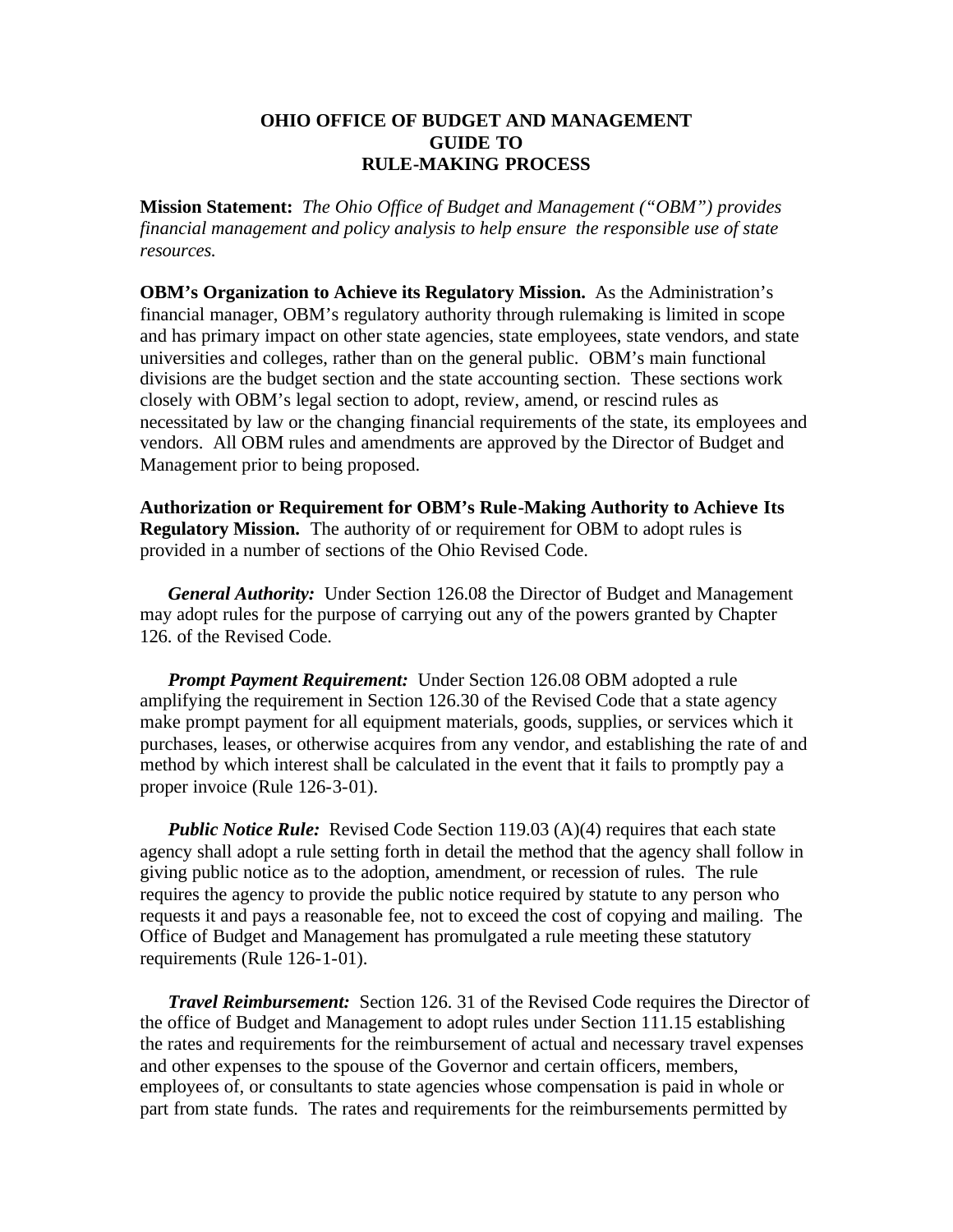# OHIO OFFICE OF BUDGET AND MANAGEMENT
# GUIDE TO
# RULE-MAKING PROCESS

**Mission Statement:** *The Ohio Office of Budget and Management ("OBM") provides financial management and policy analysis to help ensure the responsible use of state resources.*

**OBM's Organization to Achieve its Regulatory Mission.** As the Administration's financial manager, OBM's regulatory authority through rulemaking is limited in scope and has primary impact on other state agencies, state employees, state vendors, and state universities and colleges, rather than on the general public. OBM's main functional divisions are the budget section and the state accounting section. These sections work closely with OBM's legal section to adopt, review, amend, or rescind rules as necessitated by law or the changing financial requirements of the state, its employees and vendors. All OBM rules and amendments are approved by the Director of Budget and Management prior to being proposed.

**Authorization or Requirement for OBM's Rule-Making Authority to Achieve Its Regulatory Mission.** The authority of or requirement for OBM to adopt rules is provided in a number of sections of the Ohio Revised Code.

***General Authority:*** Under Section 126.08 the Director of Budget and Management may adopt rules for the purpose of carrying out any of the powers granted by Chapter 126. of the Revised Code.

***Prompt Payment Requirement:*** Under Section 126.08 OBM adopted a rule amplifying the requirement in Section 126.30 of the Revised Code that a state agency make prompt payment for all equipment materials, goods, supplies, or services which it purchases, leases, or otherwise acquires from any vendor, and establishing the rate of and method by which interest shall be calculated in the event that it fails to promptly pay a proper invoice (Rule 126-3-01).

***Public Notice Rule:*** Revised Code Section 119.03 (A)(4) requires that each state agency shall adopt a rule setting forth in detail the method that the agency shall follow in giving public notice as to the adoption, amendment, or recession of rules. The rule requires the agency to provide the public notice required by statute to any person who requests it and pays a reasonable fee, not to exceed the cost of copying and mailing. The Office of Budget and Management has promulgated a rule meeting these statutory requirements (Rule 126-1-01).

***Travel Reimbursement:*** Section 126. 31 of the Revised Code requires the Director of the office of Budget and Management to adopt rules under Section 111.15 establishing the rates and requirements for the reimbursement of actual and necessary travel expenses and other expenses to the spouse of the Governor and certain officers, members, employees of, or consultants to state agencies whose compensation is paid in whole or part from state funds. The rates and requirements for the reimbursements permitted by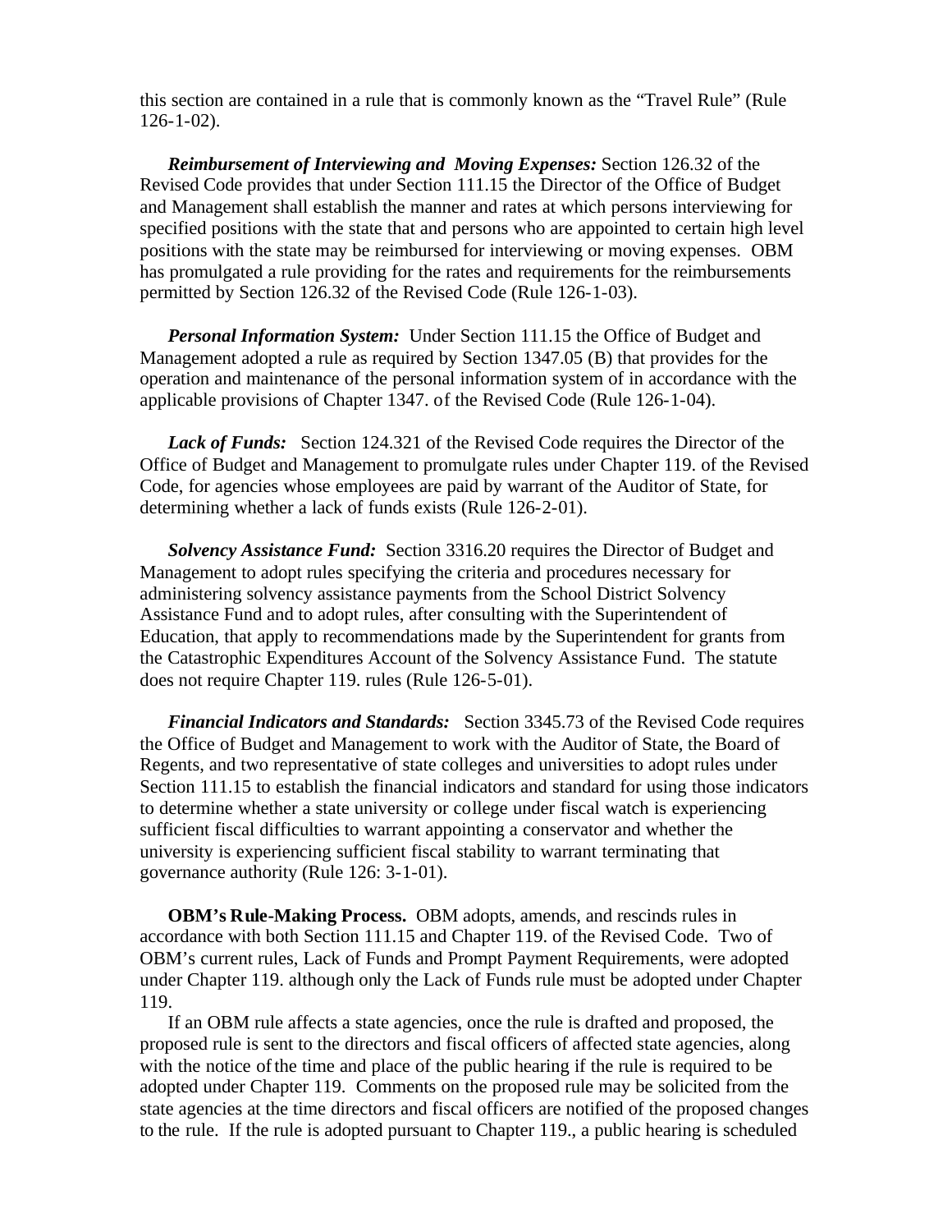this section are contained in a rule that is commonly known as the "Travel Rule" (Rule 126-1-02).

***Reimbursement of Interviewing and Moving Expenses:*** Section 126.32 of the Revised Code provides that under Section 111.15 the Director of the Office of Budget and Management shall establish the manner and rates at which persons interviewing for specified positions with the state that and persons who are appointed to certain high level positions with the state may be reimbursed for interviewing or moving expenses. OBM has promulgated a rule providing for the rates and requirements for the reimbursements permitted by Section 126.32 of the Revised Code (Rule 126-1-03).

***Personal Information System:*** Under Section 111.15 the Office of Budget and Management adopted a rule as required by Section 1347.05 (B) that provides for the operation and maintenance of the personal information system of in accordance with the applicable provisions of Chapter 1347. of the Revised Code (Rule 126-1-04).

***Lack of Funds:*** Section 124.321 of the Revised Code requires the Director of the Office of Budget and Management to promulgate rules under Chapter 119. of the Revised Code, for agencies whose employees are paid by warrant of the Auditor of State, for determining whether a lack of funds exists (Rule 126-2-01).

***Solvency Assistance Fund:*** Section 3316.20 requires the Director of Budget and Management to adopt rules specifying the criteria and procedures necessary for administering solvency assistance payments from the School District Solvency Assistance Fund and to adopt rules, after consulting with the Superintendent of Education, that apply to recommendations made by the Superintendent for grants from the Catastrophic Expenditures Account of the Solvency Assistance Fund. The statute does not require Chapter 119. rules (Rule 126-5-01).

***Financial Indicators and Standards:*** Section 3345.73 of the Revised Code requires the Office of Budget and Management to work with the Auditor of State, the Board of Regents, and two representative of state colleges and universities to adopt rules under Section 111.15 to establish the financial indicators and standard for using those indicators to determine whether a state university or college under fiscal watch is experiencing sufficient fiscal difficulties to warrant appointing a conservator and whether the university is experiencing sufficient fiscal stability to warrant terminating that governance authority (Rule 126: 3-1-01).

**OBM's Rule-Making Process.** OBM adopts, amends, and rescinds rules in accordance with both Section 111.15 and Chapter 119. of the Revised Code. Two of OBM's current rules, Lack of Funds and Prompt Payment Requirements, were adopted under Chapter 119. although only the Lack of Funds rule must be adopted under Chapter 119.

If an OBM rule affects a state agencies, once the rule is drafted and proposed, the proposed rule is sent to the directors and fiscal officers of affected state agencies, along with the notice of the time and place of the public hearing if the rule is required to be adopted under Chapter 119. Comments on the proposed rule may be solicited from the state agencies at the time directors and fiscal officers are notified of the proposed changes to the rule. If the rule is adopted pursuant to Chapter 119., a public hearing is scheduled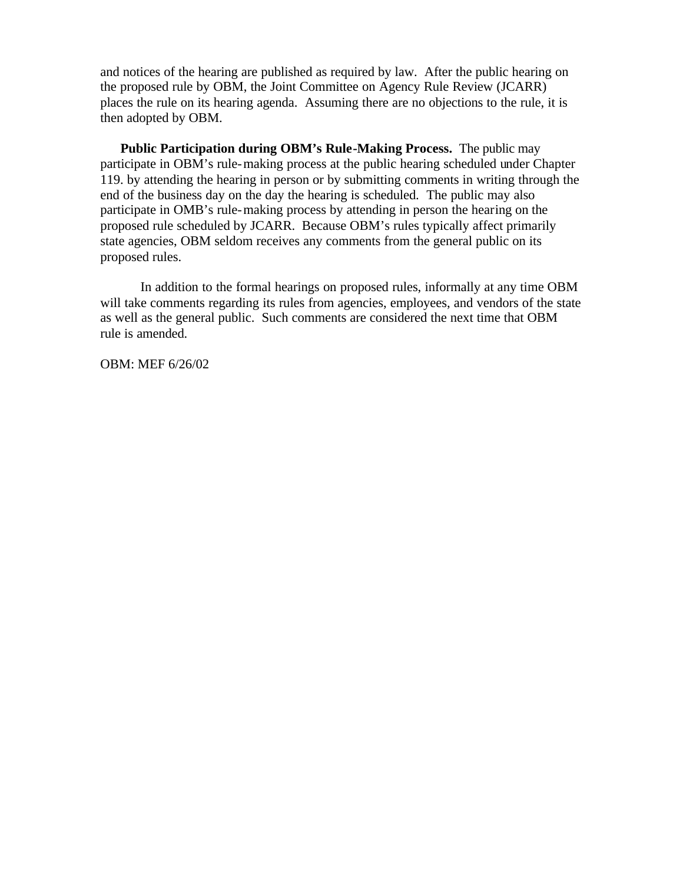and notices of the hearing are published as required by law. After the public hearing on the proposed rule by OBM, the Joint Committee on Agency Rule Review (JCARR) places the rule on its hearing agenda. Assuming there are no objections to the rule, it is then adopted by OBM.

**Public Participation during OBM's Rule-Making Process.** The public may participate in OBM's rule-making process at the public hearing scheduled under Chapter 119. by attending the hearing in person or by submitting comments in writing through the end of the business day on the day the hearing is scheduled. The public may also participate in OMB's rule-making process by attending in person the hearing on the proposed rule scheduled by JCARR. Because OBM's rules typically affect primarily state agencies, OBM seldom receives any comments from the general public on its proposed rules.

In addition to the formal hearings on proposed rules, informally at any time OBM will take comments regarding its rules from agencies, employees, and vendors of the state as well as the general public. Such comments are considered the next time that OBM rule is amended.

OBM: MEF 6/26/02